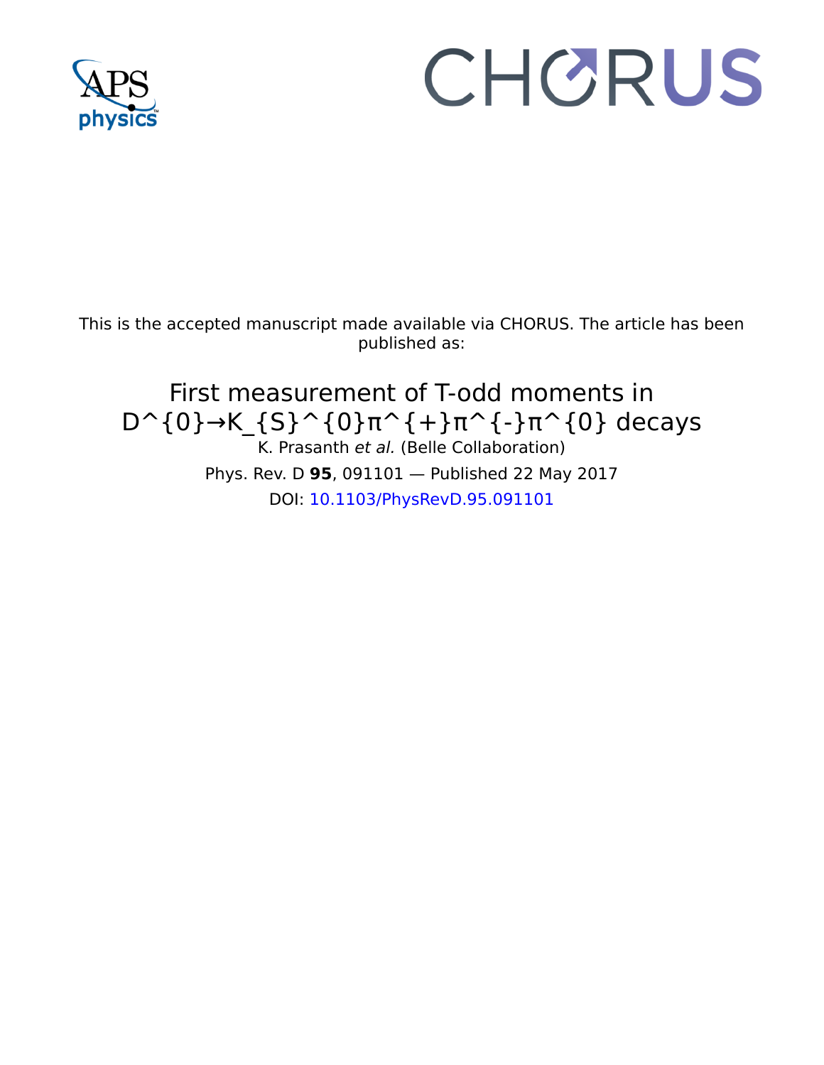This is the accepted manuscript made available via CHORUS. The article has been published as:

# First measurement of T-odd moments in $D^{0}\rightarrow K_{S}^{0}\pi^{+}\pi^{-}\pi^{0}$ decays

K. Prasanth *et al.* (Belle Collaboration)

Phys. Rev. D **95**, 091101 — Published 22 May 2017

DOI: 10.1103/PhysRevD.95.091101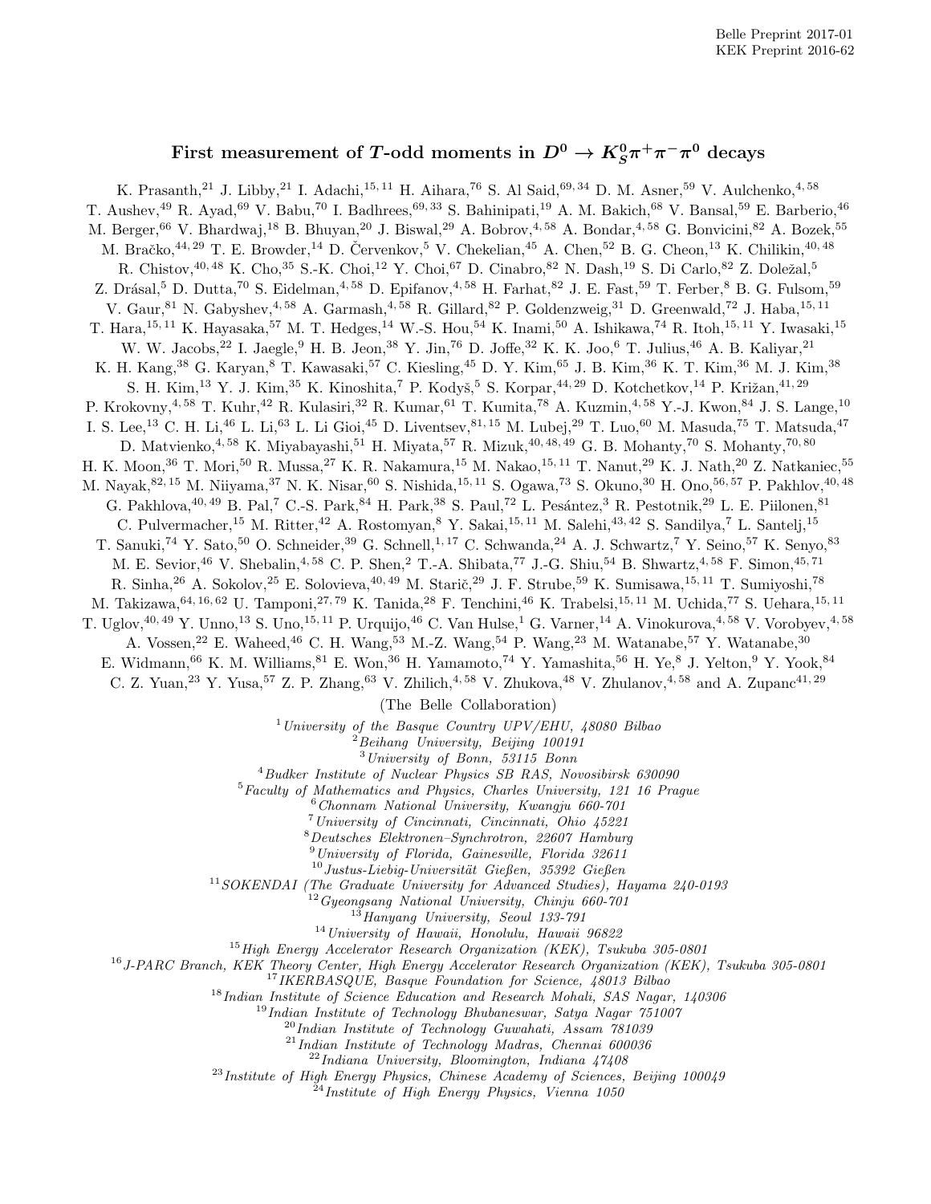Belle Preprint 2017-01
KEK Preprint 2016-62

# First measurement of $T$-odd moments in $D^0 \to K_S^0\pi^+\pi^-\pi^0$ decays

K. Prasanth,[21] J. Libby,[21] I. Adachi,[15,11] H. Aihara,[76] S. Al Said,[69,34] D. M. Asner,[59] V. Aulchenko,[4,58] T. Aushev,[49] R. Ayad,[69] V. Babu,[70] I. Badhrees,[69,33] S. Bahinipati,[19] A. M. Bakich,[68] V. Bansal,[59] E. Barberio,[46] M. Berger,[66] V. Bhardwaj,[18] B. Bhuyan,[20] J. Biswal,[29] A. Bobrov,[4,58] A. Bondar,[4,58] G. Bonvicini,[82] A. Bozek,[55] M. Bračko,[44,29] T. E. Browder,[14] D. Červenkov,[5] V. Chekelian,[45] A. Chen,[52] B. G. Cheon,[13] K. Chilikin,[40,48] R. Chistov,[40,48] K. Cho,[35] S.-K. Choi,[12] Y. Choi,[67] D. Cinabro,[82] N. Dash,[19] S. Di Carlo,[82] Z. Doležal,[5] Z. Drásal,[5] D. Dutta,[70] S. Eidelman,[4,58] D. Epifanov,[4,58] H. Farhat,[82] J. E. Fast,[59] T. Ferber,[8] B. G. Fulsom,[59] V. Gaur,[81] N. Gabyshev,[4,58] A. Garmash,[4,58] R. Gillard,[82] P. Goldenzweig,[31] D. Greenwald,[72] J. Haba,[15,11] T. Hara,[15,11] K. Hayasaka,[57] M. T. Hedges,[14] W.-S. Hou,[54] K. Inami,[50] A. Ishikawa,[74] R. Itoh,[15,11] Y. Iwasaki,[15] W. W. Jacobs,[22] I. Jaegle,[9] H. B. Jeon,[38] Y. Jin,[76] D. Joffe,[32] K. K. Joo,[6] T. Julius,[46] A. B. Kaliyar,[21] K. H. Kang,[38] G. Karyan,[8] T. Kawasaki,[57] C. Kiesling,[45] D. Y. Kim,[65] J. B. Kim,[36] K. T. Kim,[36] M. J. Kim,[38] S. H. Kim,[13] Y. J. Kim,[35] K. Kinoshita,[7] P. Kodyš,[5] S. Korpar,[44,29] D. Kotchetkov,[14] P. Križan,[41,29] P. Krokovny,[4,58] T. Kuhr,[42] R. Kulasiri,[32] R. Kumar,[61] T. Kumita,[78] A. Kuzmin,[4,58] Y.-J. Kwon,[84] J. S. Lange,[10] I. S. Lee,[13] C. H. Li,[46] L. Li,[63] L. Li Gioi,[45] D. Liventsev,[81,15] M. Lubej,[29] T. Luo,[60] M. Masuda,[75] T. Matsuda,[47] D. Matvienko,[4,58] K. Miyabayashi,[51] H. Miyata,[57] R. Mizuk,[40,48,49] G. B. Mohanty,[70] S. Mohanty,[70,80] H. K. Moon,[36] T. Mori,[50] R. Mussa,[27] K. R. Nakamura,[15] M. Nakao,[15,11] T. Nanut,[29] K. J. Nath,[20] Z. Natkaniec,[55] M. Nayak,[82,15] M. Niiyama,[37] N. K. Nisar,[60] S. Nishida,[15,11] S. Ogawa,[73] S. Okuno,[30] H. Ono,[56,57] P. Pakhlov,[40,48] G. Pakhlova,[40,49] B. Pal,[7] C.-S. Park,[84] H. Park,[38] S. Paul,[72] L. Pesántez,[3] R. Pestotnik,[29] L. E. Piilonen,[81] C. Pulvermacher,[15] M. Ritter,[42] A. Rostomyan,[8] Y. Sakai,[15,11] M. Salehi,[43,42] S. Sandilya,[7] L. Santelj,[15] T. Sanuki,[74] Y. Sato,[50] O. Schneider,[39] G. Schnell,[1,17] C. Schwanda,[24] A. J. Schwartz,[7] Y. Seino,[57] K. Senyo,[83] M. E. Sevior,[46] V. Shebalin,[4,58] C. P. Shen,[2] T.-A. Shibata,[77] J.-G. Shiu,[54] B. Shwartz,[4,58] F. Simon,[45,71] R. Sinha,[26] A. Sokolov,[25] E. Solovieva,[40,49] M. Starič,[29] J. F. Strube,[59] K. Sumisawa,[15,11] T. Sumiyoshi,[78] M. Takizawa,[64,16,62] U. Tamponi,[27,79] K. Tanida,[28] F. Tenchini,[46] K. Trabelsi,[15,11] M. Uchida,[77] S. Uehara,[15,11] T. Uglov,[40,49] Y. Unno,[13] S. Uno,[15,11] P. Urquijo,[46] C. Van Hulse,[1] G. Varner,[14] A. Vinokurova,[4,58] V. Vorobyev,[4,58] A. Vossen,[22] E. Waheed,[46] C. H. Wang,[53] M.-Z. Wang,[54] P. Wang,[23] M. Watanabe,[57] Y. Watanabe,[30] E. Widmann,[66] K. M. Williams,[81] E. Won,[36] H. Yamamoto,[74] Y. Yamashita,[56] H. Ye,[8] J. Yelton,[9] Y. Yook,[84] C. Z. Yuan,[23] Y. Yusa,[57] Z. P. Zhang,[63] V. Zhilich,[4,58] V. Zhukova,[48] V. Zhulanov,[4,58] and A. Zupanc[41,29]

(The Belle Collaboration)

[1] *University of the Basque Country UPV/EHU, 48080 Bilbao*
[2] *Beihang University, Beijing 100191*
[3] *University of Bonn, 53115 Bonn*
[4] *Budker Institute of Nuclear Physics SB RAS, Novosibirsk 630090*
[5] *Faculty of Mathematics and Physics, Charles University, 121 16 Prague*
[6] *Chonnam National University, Kwangju 660-701*
[7] *University of Cincinnati, Cincinnati, Ohio 45221*
[8] *Deutsches Elektronen–Synchrotron, 22607 Hamburg*
[9] *University of Florida, Gainesville, Florida 32611*
[10] *Justus-Liebig-Universität Gießen, 35392 Gießen*
[11] *SOKENDAI (The Graduate University for Advanced Studies), Hayama 240-0193*
[12] *Gyeongsang National University, Chinju 660-701*
[13] *Hanyang University, Seoul 133-791*
[14] *University of Hawaii, Honolulu, Hawaii 96822*
[15] *High Energy Accelerator Research Organization (KEK), Tsukuba 305-0801*
[16] *J-PARC Branch, KEK Theory Center, High Energy Accelerator Research Organization (KEK), Tsukuba 305-0801*
[17] *IKERBASQUE, Basque Foundation for Science, 48013 Bilbao*
[18] *Indian Institute of Science Education and Research Mohali, SAS Nagar, 140306*
[19] *Indian Institute of Technology Bhubaneswar, Satya Nagar 751007*
[20] *Indian Institute of Technology Guwahati, Assam 781039*
[21] *Indian Institute of Technology Madras, Chennai 600036*
[22] *Indiana University, Bloomington, Indiana 47408*
[23] *Institute of High Energy Physics, Chinese Academy of Sciences, Beijing 100049*
[24] *Institute of High Energy Physics, Vienna 1050*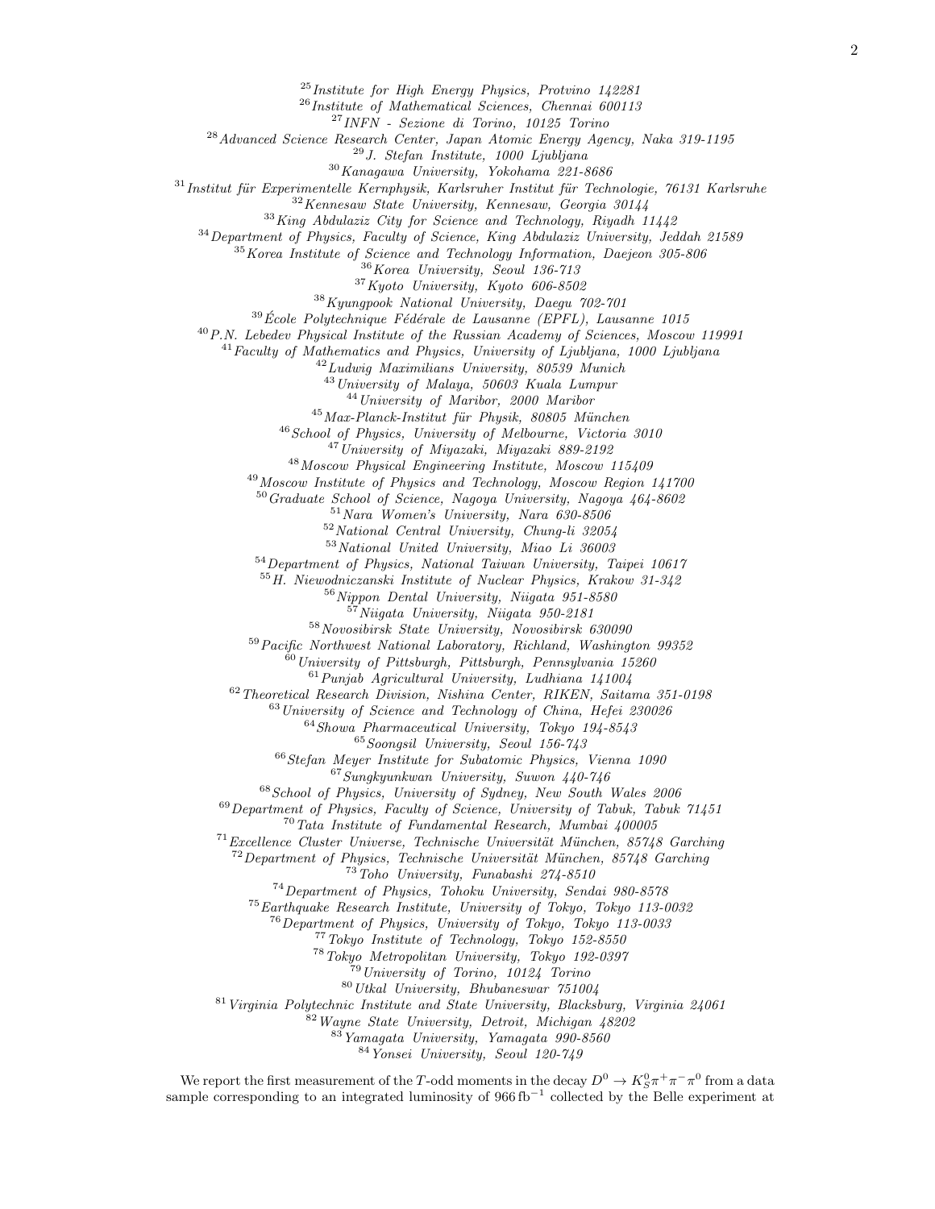[25]*Institute for High Energy Physics, Protvino 142281*
[26]*Institute of Mathematical Sciences, Chennai 600113*
[27]*INFN - Sezione di Torino, 10125 Torino*
[28]*Advanced Science Research Center, Japan Atomic Energy Agency, Naka 319-1195*
[29]*J. Stefan Institute, 1000 Ljubljana*
[30]*Kanagawa University, Yokohama 221-8686*
[31]*Institut für Experimentelle Kernphysik, Karlsruher Institut für Technologie, 76131 Karlsruhe*
[32]*Kennesaw State University, Kennesaw, Georgia 30144*
[33]*King Abdulaziz City for Science and Technology, Riyadh 11442*
[34]*Department of Physics, Faculty of Science, King Abdulaziz University, Jeddah 21589*
[35]*Korea Institute of Science and Technology Information, Daejeon 305-806*
[36]*Korea University, Seoul 136-713*
[37]*Kyoto University, Kyoto 606-8502*
[38]*Kyungpook National University, Daegu 702-701*
[39]*École Polytechnique Fédérale de Lausanne (EPFL), Lausanne 1015*
[40]*P.N. Lebedev Physical Institute of the Russian Academy of Sciences, Moscow 119991*
[41]*Faculty of Mathematics and Physics, University of Ljubljana, 1000 Ljubljana*
[42]*Ludwig Maximilians University, 80539 Munich*
[43]*University of Malaya, 50603 Kuala Lumpur*
[44]*University of Maribor, 2000 Maribor*
[45]*Max-Planck-Institut für Physik, 80805 München*
[46]*School of Physics, University of Melbourne, Victoria 3010*
[47]*University of Miyazaki, Miyazaki 889-2192*
[48]*Moscow Physical Engineering Institute, Moscow 115409*
[49]*Moscow Institute of Physics and Technology, Moscow Region 141700*
[50]*Graduate School of Science, Nagoya University, Nagoya 464-8602*
[51]*Nara Women's University, Nara 630-8506*
[52]*National Central University, Chung-li 32054*
[53]*National United University, Miao Li 36003*
[54]*Department of Physics, National Taiwan University, Taipei 10617*
[55]*H. Niewodniczanski Institute of Nuclear Physics, Krakow 31-342*
[56]*Nippon Dental University, Niigata 951-8580*
[57]*Niigata University, Niigata 950-2181*
[58]*Novosibirsk State University, Novosibirsk 630090*
[59]*Pacific Northwest National Laboratory, Richland, Washington 99352*
[60]*University of Pittsburgh, Pittsburgh, Pennsylvania 15260*
[61]*Punjab Agricultural University, Ludhiana 141004*
[62]*Theoretical Research Division, Nishina Center, RIKEN, Saitama 351-0198*
[63]*University of Science and Technology of China, Hefei 230026*
[64]*Showa Pharmaceutical University, Tokyo 194-8543*
[65]*Soongsil University, Seoul 156-743*
[66]*Stefan Meyer Institute for Subatomic Physics, Vienna 1090*
[67]*Sungkyunkwan University, Suwon 440-746*
[68]*School of Physics, University of Sydney, New South Wales 2006*
[69]*Department of Physics, Faculty of Science, University of Tabuk, Tabuk 71451*
[70]*Tata Institute of Fundamental Research, Mumbai 400005*
[71]*Excellence Cluster Universe, Technische Universität München, 85748 Garching*
[72]*Department of Physics, Technische Universität München, 85748 Garching*
[73]*Toho University, Funabashi 274-8510*
[74]*Department of Physics, Tohoku University, Sendai 980-8578*
[75]*Earthquake Research Institute, University of Tokyo, Tokyo 113-0032*
[76]*Department of Physics, University of Tokyo, Tokyo 113-0033*
[77]*Tokyo Institute of Technology, Tokyo 152-8550*
[78]*Tokyo Metropolitan University, Tokyo 192-0397*
[79]*University of Torino, 10124 Torino*
[80]*Utkal University, Bhubaneswar 751004*
[81]*Virginia Polytechnic Institute and State University, Blacksburg, Virginia 24061*
[82]*Wayne State University, Detroit, Michigan 48202*
[83]*Yamagata University, Yamagata 990-8560*
[84]*Yonsei University, Seoul 120-749*

We report the first measurement of the $T$-odd moments in the decay $D^0 \to K_S^0\pi^+\pi^-\pi^0$ from a data sample corresponding to an integrated luminosity of $966\,\mathrm{fb}^{-1}$ collected by the Belle experiment at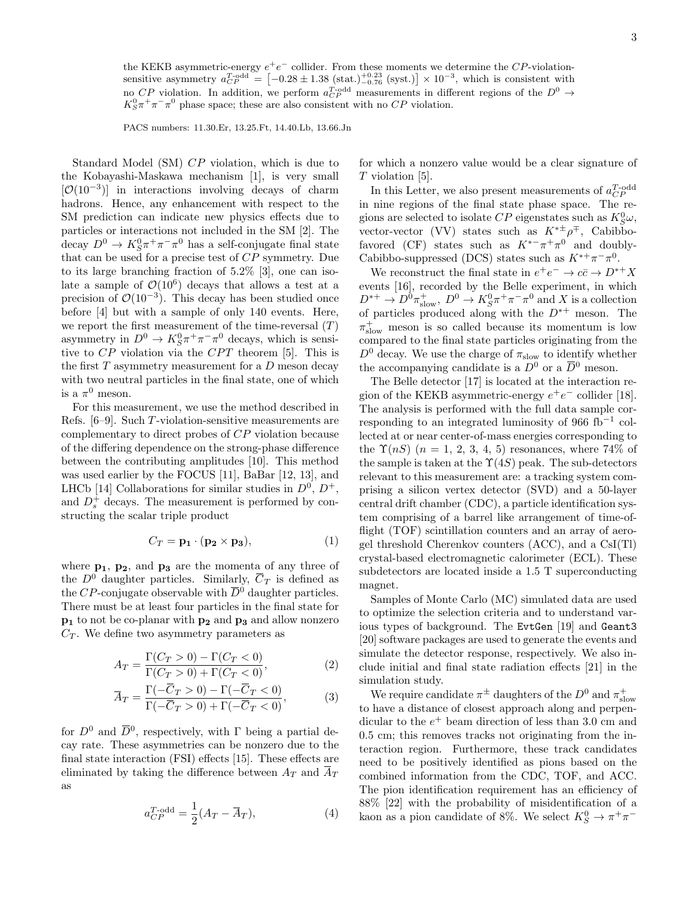the KEKB asymmetric-energy $e^+e^-$ collider. From these moments we determine the $CP$-violation-sensitive asymmetry $a_{CP}^{T\text{-odd}} = \left[-0.28 \pm 1.38\ (\text{stat.})^{+0.23}_{-0.76}\ (\text{syst.})\right] \times 10^{-3}$, which is consistent with no $CP$ violation. In addition, we perform $a_{CP}^{T\text{-odd}}$ measurements in different regions of the $D^0 \to K_S^0\pi^+\pi^-\pi^0$ phase space; these are also consistent with no $CP$ violation.

PACS numbers: 11.30.Er, 13.25.Ft, 14.40.Lb, 13.66.Jn

Standard Model (SM) $CP$ violation, which is due to the Kobayashi-Maskawa mechanism [1], is very small [$\mathcal{O}(10^{-3})$] in interactions involving decays of charm hadrons. Hence, any enhancement with respect to the SM prediction can indicate new physics effects due to particles or interactions not included in the SM [2]. The decay $D^0 \to K_S^0\pi^+\pi^-\pi^0$ has a self-conjugate final state that can be used for a precise test of $CP$ symmetry. Due to its large branching fraction of 5.2% [3], one can isolate a sample of $\mathcal{O}(10^6)$ decays that allows a test at a precision of $\mathcal{O}(10^{-3})$. This decay has been studied once before [4] but with a sample of only 140 events. Here, we report the first measurement of the time-reversal ($T$) asymmetry in $D^0 \to K_S^0\pi^+\pi^-\pi^0$ decays, which is sensitive to $CP$ violation via the $CPT$ theorem [5]. This is the first $T$ asymmetry measurement for a $D$ meson decay with two neutral particles in the final state, one of which is a $\pi^0$ meson.

For this measurement, we use the method described in Refs. [6–9]. Such $T$-violation-sensitive measurements are complementary to direct probes of $CP$ violation because of the differing dependence on the strong-phase difference between the contributing amplitudes [10]. This method was used earlier by the FOCUS [11], BaBar [12, 13], and LHCb [14] Collaborations for similar studies in $D^0$, $D^+$, and $D_s^+$ decays. The measurement is performed by constructing the scalar triple product

$$C_T = \mathbf{p_1} \cdot (\mathbf{p_2} \times \mathbf{p_3}), \tag{1}$$

where $\mathbf{p_1}$, $\mathbf{p_2}$, and $\mathbf{p_3}$ are the momenta of any three of the $D^0$ daughter particles. Similarly, $\overline{C}_T$ is defined as the $CP$-conjugate observable with $\overline{D}^0$ daughter particles. There must be at least four particles in the final state for $\mathbf{p_1}$ to not be co-planar with $\mathbf{p_2}$ and $\mathbf{p_3}$ and allow nonzero $C_T$. We define two asymmetry parameters as

$$A_T = \frac{\Gamma(C_T > 0) - \Gamma(C_T < 0)}{\Gamma(C_T > 0) + \Gamma(C_T < 0)}, \tag{2}$$

$$\overline{A}_T = \frac{\Gamma(-\overline{C}_T > 0) - \Gamma(-\overline{C}_T < 0)}{\Gamma(-\overline{C}_T > 0) + \Gamma(-\overline{C}_T < 0)}, \tag{3}$$

for $D^0$ and $\overline{D}^0$, respectively, with $\Gamma$ being a partial decay rate. These asymmetries can be nonzero due to the final state interaction (FSI) effects [15]. These effects are eliminated by taking the difference between $A_T$ and $\overline{A}_T$ as

$$a_{CP}^{T\text{-odd}} = \frac{1}{2}(A_T - \overline{A}_T), \tag{4}$$

for which a nonzero value would be a clear signature of $T$ violation [5].

In this Letter, we also present measurements of $a_{CP}^{T\text{-odd}}$ in nine regions of the final state phase space. The regions are selected to isolate $CP$ eigenstates such as $K_S^0\omega$, vector-vector (VV) states such as $K^{*\pm}\rho^{\mp}$, Cabibbo-favored (CF) states such as $K^{*-}\pi^+\pi^0$ and doubly-Cabibbo-suppressed (DCS) states such as $K^{*+}\pi^-\pi^0$.

We reconstruct the final state in $e^+e^- \to c\bar{c} \to D^{*+}X$ events [16], recorded by the Belle experiment, in which $D^{*+} \to D^0\pi^+_{\text{slow}}$, $D^0 \to K_S^0\pi^+\pi^-\pi^0$ and $X$ is a collection of particles produced along with the $D^{*+}$ meson. The $\pi^+_{\text{slow}}$ meson is so called because its momentum is low compared to the final state particles originating from the $D^0$ decay. We use the charge of $\pi_{\text{slow}}$ to identify whether the accompanying candidate is a $D^0$ or a $\overline{D}^0$ meson.

The Belle detector [17] is located at the interaction region of the KEKB asymmetric-energy $e^+e^-$ collider [18]. The analysis is performed with the full data sample corresponding to an integrated luminosity of 966 fb$^{-1}$ collected at or near center-of-mass energies corresponding to the $\Upsilon(nS)$ ($n$ = 1, 2, 3, 4, 5) resonances, where 74% of the sample is taken at the $\Upsilon(4S)$ peak. The sub-detectors relevant to this measurement are: a tracking system comprising a silicon vertex detector (SVD) and a 50-layer central drift chamber (CDC), a particle identification system comprising of a barrel like arrangement of time-of-flight (TOF) scintillation counters and an array of aerogel threshold Cherenkov counters (ACC), and a CsI(Tl) crystal-based electromagnetic calorimeter (ECL). These subdetectors are located inside a 1.5 T superconducting magnet.

Samples of Monte Carlo (MC) simulated data are used to optimize the selection criteria and to understand various types of background. The `EvtGen` [19] and `Geant3` [20] software packages are used to generate the events and simulate the detector response, respectively. We also include initial and final state radiation effects [21] in the simulation study.

We require candidate $\pi^\pm$ daughters of the $D^0$ and $\pi^+_{\text{slow}}$ to have a distance of closest approach along and perpendicular to the $e^+$ beam direction of less than 3.0 cm and 0.5 cm; this removes tracks not originating from the interaction region. Furthermore, these track candidates need to be positively identified as pions based on the combined information from the CDC, TOF, and ACC. The pion identification requirement has an efficiency of 88% [22] with the probability of misidentification of a kaon as a pion candidate of 8%. We select $K_S^0 \to \pi^+\pi^-$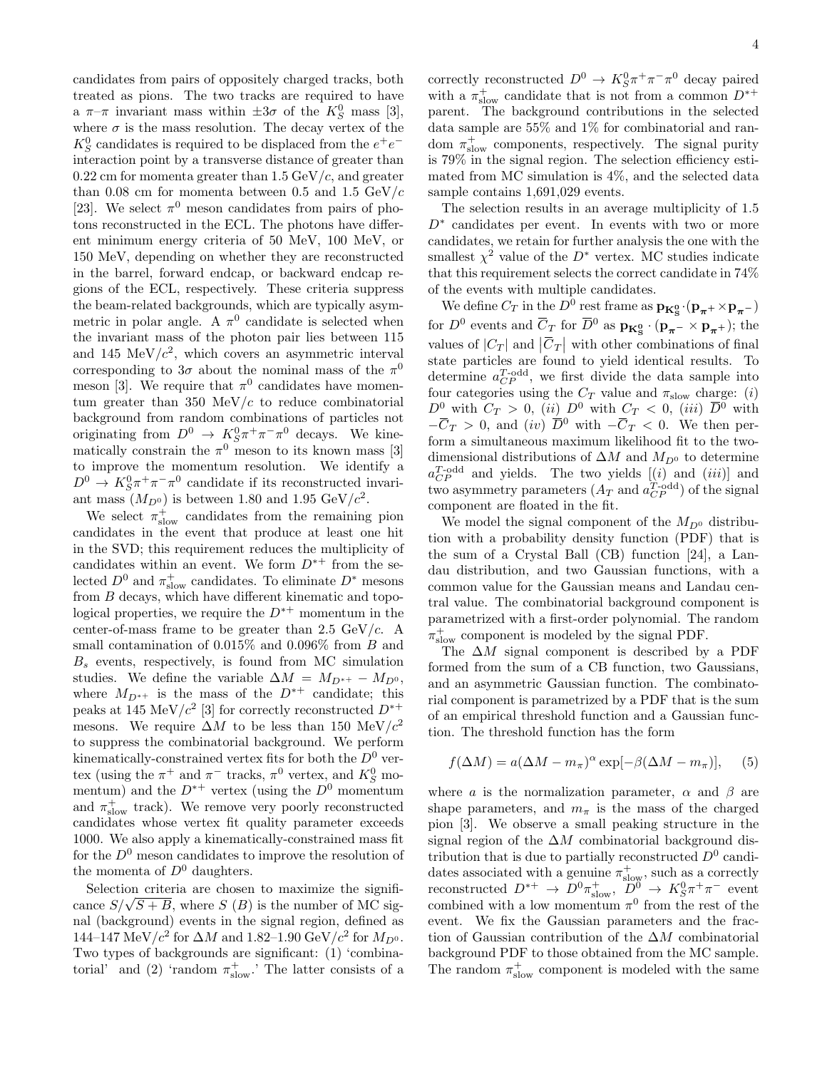candidates from pairs of oppositely charged tracks, both treated as pions. The two tracks are required to have a $\pi$–$\pi$ invariant mass within $\pm 3\sigma$ of the $K_S^0$ mass [3], where $\sigma$ is the mass resolution. The decay vertex of the $K_S^0$ candidates is required to be displaced from the $e^+e^-$ interaction point by a transverse distance of greater than 0.22 cm for momenta greater than 1.5 GeV/$c$, and greater than 0.08 cm for momenta between 0.5 and 1.5 GeV/$c$ [23]. We select $\pi^0$ meson candidates from pairs of photons reconstructed in the ECL. The photons have different minimum energy criteria of 50 MeV, 100 MeV, or 150 MeV, depending on whether they are reconstructed in the barrel, forward endcap, or backward endcap regions of the ECL, respectively. These criteria suppress the beam-related backgrounds, which are typically asymmetric in polar angle. A $\pi^0$ candidate is selected when the invariant mass of the photon pair lies between 115 and 145 MeV/$c^2$, which covers an asymmetric interval corresponding to $3\sigma$ about the nominal mass of the $\pi^0$ meson [3]. We require that $\pi^0$ candidates have momentum greater than 350 MeV/$c$ to reduce combinatorial background from random combinations of particles not originating from $D^0 \to K_S^0\pi^+\pi^-\pi^0$ decays. We kinematically constrain the $\pi^0$ meson to its known mass [3] to improve the momentum resolution. We identify a $D^0 \to K_S^0\pi^+\pi^-\pi^0$ candidate if its reconstructed invariant mass ($M_{D^0}$) is between 1.80 and 1.95 GeV/$c^2$.

We select $\pi^+_{\rm slow}$ candidates from the remaining pion candidates in the event that produce at least one hit in the SVD; this requirement reduces the multiplicity of candidates within an event. We form $D^{*+}$ from the selected $D^0$ and $\pi^+_{\rm slow}$ candidates. To eliminate $D^*$ mesons from $B$ decays, which have different kinematic and topological properties, we require the $D^{*+}$ momentum in the center-of-mass frame to be greater than 2.5 GeV/$c$. A small contamination of 0.015% and 0.096% from $B$ and $B_s$ events, respectively, is found from MC simulation studies. We define the variable $\Delta M = M_{D^{*+}} - M_{D^0}$, where $M_{D^{*+}}$ is the mass of the $D^{*+}$ candidate; this peaks at 145 MeV/$c^2$ [3] for correctly reconstructed $D^{*+}$ mesons. We require $\Delta M$ to be less than 150 MeV/$c^2$ to suppress the combinatorial background. We perform kinematically-constrained vertex fits for both the $D^0$ vertex (using the $\pi^+$ and $\pi^-$ tracks, $\pi^0$ vertex, and $K_S^0$ momentum) and the $D^{*+}$ vertex (using the $D^0$ momentum and $\pi^+_{\rm slow}$ track). We remove very poorly reconstructed candidates whose vertex fit quality parameter exceeds 1000. We also apply a kinematically-constrained mass fit for the $D^0$ meson candidates to improve the resolution of the momenta of $D^0$ daughters.

Selection criteria are chosen to maximize the significance $S/\sqrt{S+B}$, where $S$ ($B$) is the number of MC signal (background) events in the signal region, defined as 144–147 MeV/$c^2$ for $\Delta M$ and 1.82–1.90 GeV/$c^2$ for $M_{D^0}$. Two types of backgrounds are significant: (1) 'combinatorial' and (2) 'random $\pi^+_{\rm slow}$.' The latter consists of a correctly reconstructed $D^0 \to K_S^0\pi^+\pi^-\pi^0$ decay paired with a $\pi^+_{\rm slow}$ candidate that is not from a common $D^{*+}$ parent. The background contributions in the selected data sample are 55% and 1% for combinatorial and random $\pi^+_{\rm slow}$ components, respectively. The signal purity is 79% in the signal region. The selection efficiency estimated from MC simulation is 4%, and the selected data sample contains 1,691,029 events.

The selection results in an average multiplicity of 1.5 $D^*$ candidates per event. In events with two or more candidates, we retain for further analysis the one with the smallest $\chi^2$ value of the $D^*$ vertex. MC studies indicate that this requirement selects the correct candidate in 74% of the events with multiple candidates.

We define $C_T$ in the $D^0$ rest frame as $\mathbf{p_{K_S^0}}\cdot(\mathbf{p_{\pi^+}}\times\mathbf{p_{\pi^-}})$ for $D^0$ events and $\overline{C}_T$ for $\overline{D}^0$ as $\mathbf{p_{K_S^0}}\cdot(\mathbf{p_{\pi^-}}\times\mathbf{p_{\pi^+}})$; the values of $|C_T|$ and $|\overline{C}_T|$ with other combinations of final state particles are found to yield identical results. To determine $a_{CP}^{T\text{-odd}}$, we first divide the data sample into four categories using the $C_T$ value and $\pi_{\rm slow}$ charge: (*i*) $D^0$ with $C_T > 0$, (*ii*) $D^0$ with $C_T < 0$, (*iii*) $\overline{D}^0$ with $-\overline{C}_T > 0$, and (*iv*) $\overline{D}^0$ with $-\overline{C}_T < 0$. We then perform a simultaneous maximum likelihood fit to the two-dimensional distributions of $\Delta M$ and $M_{D^0}$ to determine $a_{CP}^{T\text{-odd}}$ and yields. The two yields [(*i*) and (*iii*)] and two asymmetry parameters ($A_T$ and $a_{CP}^{T\text{-odd}}$) of the signal component are floated in the fit.

We model the signal component of the $M_{D^0}$ distribution with a probability density function (PDF) that is the sum of a Crystal Ball (CB) function [24], a Landau distribution, and two Gaussian functions, with a common value for the Gaussian means and Landau central value. The combinatorial background component is parametrized with a first-order polynomial. The random $\pi^+_{\rm slow}$ component is modeled by the signal PDF.

The $\Delta M$ signal component is described by a PDF formed from the sum of a CB function, two Gaussians, and an asymmetric Gaussian function. The combinatorial component is parametrized by a PDF that is the sum of an empirical threshold function and a Gaussian function. The threshold function has the form

$$f(\Delta M) = a(\Delta M - m_\pi)^\alpha \exp[-\beta(\Delta M - m_\pi)], \qquad (5)$$

where $a$ is the normalization parameter, $\alpha$ and $\beta$ are shape parameters, and $m_\pi$ is the mass of the charged pion [3]. We observe a small peaking structure in the signal region of the $\Delta M$ combinatorial background distribution that is due to partially reconstructed $D^0$ candidates associated with a genuine $\pi^+_{\rm slow}$, such as a correctly reconstructed $D^{*+} \to D^0\pi^+_{\rm slow}$, $D^0 \to K_S^0\pi^+\pi^-$ event combined with a low momentum $\pi^0$ from the rest of the event. We fix the Gaussian parameters and the fraction of Gaussian contribution of the $\Delta M$ combinatorial background PDF to those obtained from the MC sample. The random $\pi^+_{\rm slow}$ component is modeled with the same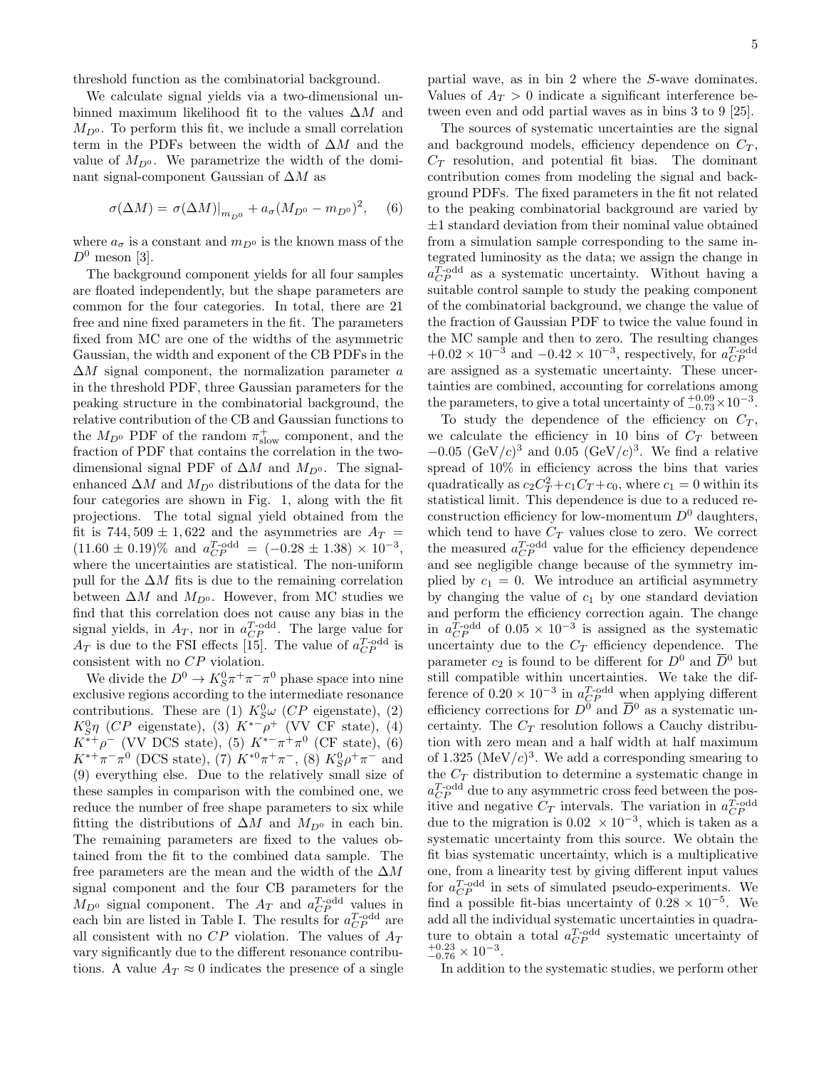threshold function as the combinatorial background.

We calculate signal yields via a two-dimensional unbinned maximum likelihood fit to the values $\Delta M$ and $M_{D^0}$. To perform this fit, we include a small correlation term in the PDFs between the width of $\Delta M$ and the value of $M_{D^0}$. We parametrize the width of the dominant signal-component Gaussian of $\Delta M$ as

$$\sigma(\Delta M) = \sigma(\Delta M)|_{m_{D^0}} + a_\sigma(M_{D^0} - m_{D^0})^2, \quad (6)$$

where $a_\sigma$ is a constant and $m_{D^0}$ is the known mass of the $D^0$ meson [3].

The background component yields for all four samples are floated independently, but the shape parameters are common for the four categories. In total, there are 21 free and nine fixed parameters in the fit. The parameters fixed from MC are one of the widths of the asymmetric Gaussian, the width and exponent of the CB PDFs in the $\Delta M$ signal component, the normalization parameter $a$ in the threshold PDF, three Gaussian parameters for the peaking structure in the combinatorial background, the relative contribution of the CB and Gaussian functions to the $M_{D^0}$ PDF of the random $\pi^+_{\rm slow}$ component, and the fraction of PDF that contains the correlation in the two-dimensional signal PDF of $\Delta M$ and $M_{D^0}$. The signal-enhanced $\Delta M$ and $M_{D^0}$ distributions of the data for the four categories are shown in Fig. 1, along with the fit projections. The total signal yield obtained from the fit is $744,509 \pm 1,622$ and the asymmetries are $A_T = (11.60 \pm 0.19)\%$ and $a_{CP}^{T\text{-odd}} = (-0.28 \pm 1.38) \times 10^{-3}$, where the uncertainties are statistical. The non-uniform pull for the $\Delta M$ fits is due to the remaining correlation between $\Delta M$ and $M_{D^0}$. However, from MC studies we find that this correlation does not cause any bias in the signal yields, in $A_T$, nor in $a_{CP}^{T\text{-odd}}$. The large value for $A_T$ is due to the FSI effects [15]. The value of $a_{CP}^{T\text{-odd}}$ is consistent with no $CP$ violation.

We divide the $D^0 \to K^0_S\pi^+\pi^-\pi^0$ phase space into nine exclusive regions according to the intermediate resonance contributions. These are (1) $K^0_S\omega$ ($CP$ eigenstate), (2) $K^0_S\eta$ ($CP$ eigenstate), (3) $K^{*-}\rho^+$ (VV CF state), (4) $K^{*+}\rho^-$ (VV DCS state), (5) $K^{*-}\pi^+\pi^0$ (CF state), (6) $K^{*+}\pi^-\pi^0$ (DCS state), (7) $K^{*0}\pi^+\pi^-$, (8) $K^0_S\rho^+\pi^-$ and (9) everything else. Due to the relatively small size of these samples in comparison with the combined one, we reduce the number of free shape parameters to six while fitting the distributions of $\Delta M$ and $M_{D^0}$ in each bin. The remaining parameters are fixed to the values obtained from the fit to the combined data sample. The free parameters are the mean and the width of the $\Delta M$ signal component and the four CB parameters for the $M_{D^0}$ signal component. The $A_T$ and $a_{CP}^{T\text{-odd}}$ values in each bin are listed in Table I. The results for $a_{CP}^{T\text{-odd}}$ are all consistent with no $CP$ violation. The values of $A_T$ vary significantly due to the different resonance contributions. A value $A_T \approx 0$ indicates the presence of a single partial wave, as in bin 2 where the $S$-wave dominates. Values of $A_T > 0$ indicate a significant interference between even and odd partial waves as in bins 3 to 9 [25].

The sources of systematic uncertainties are the signal and background models, efficiency dependence on $C_T$, $C_T$ resolution, and potential fit bias. The dominant contribution comes from modeling the signal and background PDFs. The fixed parameters in the fit not related to the peaking combinatorial background are varied by $\pm 1$ standard deviation from their nominal value obtained from a simulation sample corresponding to the same integrated luminosity as the data; we assign the change in $a_{CP}^{T\text{-odd}}$ as a systematic uncertainty. Without having a suitable control sample to study the peaking component of the combinatorial background, we change the value of the fraction of Gaussian PDF to twice the value found in the MC sample and then to zero. The resulting changes $+0.02 \times 10^{-3}$ and $-0.42 \times 10^{-3}$, respectively, for $a_{CP}^{T\text{-odd}}$ are assigned as a systematic uncertainty. These uncertainties are combined, accounting for correlations among the parameters, to give a total uncertainty of $^{+0.09}_{-0.73} \times 10^{-3}$.

To study the dependence of the efficiency on $C_T$, we calculate the efficiency in 10 bins of $C_T$ between $-0.05$ $(\text{GeV}/c)^3$ and $0.05$ $(\text{GeV}/c)^3$. We find a relative spread of 10% in efficiency across the bins that varies quadratically as $c_2C_T^2 + c_1C_T + c_0$, where $c_1 = 0$ within its statistical limit. This dependence is due to a reduced reconstruction efficiency for low-momentum $D^0$ daughters, which tend to have $C_T$ values close to zero. We correct the measured $a_{CP}^{T\text{-odd}}$ value for the efficiency dependence and see negligible change because of the symmetry implied by $c_1 = 0$. We introduce an artificial asymmetry by changing the value of $c_1$ by one standard deviation and perform the efficiency correction again. The change in $a_{CP}^{T\text{-odd}}$ of $0.05 \times 10^{-3}$ is assigned as the systematic uncertainty due to the $C_T$ efficiency dependence. The parameter $c_2$ is found to be different for $D^0$ and $\overline{D}^0$ but still compatible within uncertainties. We take the difference of $0.20 \times 10^{-3}$ in $a_{CP}^{T\text{-odd}}$ when applying different efficiency corrections for $D^0$ and $\overline{D}^0$ as a systematic uncertainty. The $C_T$ resolution follows a Cauchy distribution with zero mean and a half width at half maximum of $1.325$ $(\text{MeV}/c)^3$. We add a corresponding smearing to the $C_T$ distribution to determine a systematic change in $a_{CP}^{T\text{-odd}}$ due to any asymmetric cross feed between the positive and negative $C_T$ intervals. The variation in $a_{CP}^{T\text{-odd}}$ due to the migration is $0.02 \times 10^{-3}$, which is taken as a systematic uncertainty from this source. We obtain the fit bias systematic uncertainty, which is a multiplicative one, from a linearity test by giving different input values for $a_{CP}^{T\text{-odd}}$ in sets of simulated pseudo-experiments. We find a possible fit-bias uncertainty of $0.28 \times 10^{-5}$. We add all the individual systematic uncertainties in quadrature to obtain a total $a_{CP}^{T\text{-odd}}$ systematic uncertainty of $^{+0.23}_{-0.76} \times 10^{-3}$.

In addition to the systematic studies, we perform other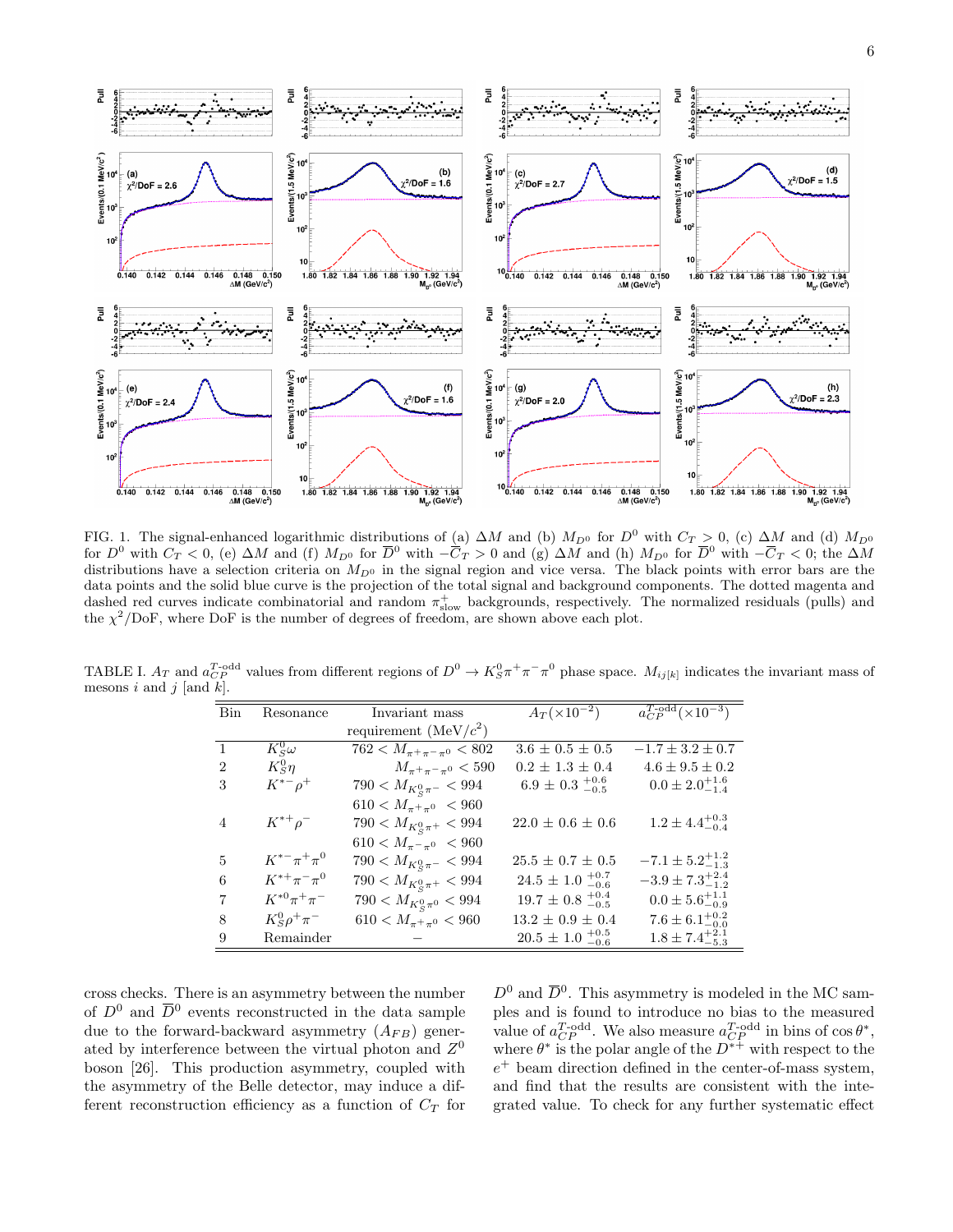FIG. 1. The signal-enhanced logarithmic distributions of (a) $\Delta M$ and (b) $M_{D^0}$ for $D^0$ with $C_T > 0$, (c) $\Delta M$ and (d) $M_{D^0}$ for $D^0$ with $C_T < 0$, (e) $\Delta M$ and (f) $M_{D^0}$ for $\overline{D}^0$ with $-\overline{C}_T > 0$ and (g) $\Delta M$ and (h) $M_{D^0}$ for $\overline{D}^0$ with $-\overline{C}_T < 0$; the $\Delta M$ distributions have a selection criteria on $M_{D^0}$ in the signal region and vice versa. The black points with error bars are the data points and the solid blue curve is the projection of the total signal and background components. The dotted magenta and dashed red curves indicate combinatorial and random $\pi^+_{\rm slow}$ backgrounds, respectively. The normalized residuals (pulls) and the $\chi^2$/DoF, where DoF is the number of degrees of freedom, are shown above each plot.

TABLE I. $A_T$ and $a_{CP}^{T\text{-odd}}$ values from different regions of $D^0 \to K^0_S\pi^+\pi^-\pi^0$ phase space. $M_{ij[k]}$ indicates the invariant mass of mesons $i$ and $j$ [and $k$].

| Bin | Resonance | Invariant mass requirement (MeV/$c^2$) | $A_T(\times 10^{-2})$ | $a_{CP}^{T\text{-odd}}(\times 10^{-3})$ |
|---|---|---|---|---|
| 1 | $K^0_S\omega$ | $762 < M_{\pi^+\pi^-\pi^0} < 802$ | $3.6 \pm 0.5 \pm 0.5$ | $-1.7 \pm 3.2 \pm 0.7$ |
| 2 | $K^0_S\eta$ | $M_{\pi^+\pi^-\pi^0} < 590$ | $0.2 \pm 1.3 \pm 0.4$ | $4.6 \pm 9.5 \pm 0.2$ |
| 3 | $K^{*-}\rho^+$ | $790 < M_{K^0_S\pi^-} < 994$ <br> $610 < M_{\pi^+\pi^0} < 960$ | $6.9 \pm 0.3\ ^{+0.6}_{-0.5}$ | $0.0 \pm 2.0^{+1.6}_{-1.4}$ |
| 4 | $K^{*+}\rho^-$ | $790 < M_{K^0_S\pi^+} < 994$ <br> $610 < M_{\pi^-\pi^0} < 960$ | $22.0 \pm 0.6 \pm 0.6$ | $1.2 \pm 4.4^{+0.3}_{-0.4}$ |
| 5 | $K^{*-}\pi^+\pi^0$ | $790 < M_{K^0_S\pi^-} < 994$ | $25.5 \pm 0.7 \pm 0.5$ | $-7.1 \pm 5.2^{+1.2}_{-1.3}$ |
| 6 | $K^{*+}\pi^-\pi^0$ | $790 < M_{K^0_S\pi^+} < 994$ | $24.5 \pm 1.0\ ^{+0.7}_{-0.6}$ | $-3.9 \pm 7.3^{+2.4}_{-1.2}$ |
| 7 | $K^{*0}\pi^+\pi^-$ | $790 < M_{K^0_S\pi^0} < 994$ | $19.7 \pm 0.8\ ^{+0.4}_{-0.5}$ | $0.0 \pm 5.6^{+1.1}_{-0.9}$ |
| 8 | $K^0_S\rho^+\pi^-$ | $610 < M_{\pi^+\pi^0} < 960$ | $13.2 \pm 0.9 \pm 0.4$ | $7.6 \pm 6.1^{+0.2}_{-0.0}$ |
| 9 | Remainder | – | $20.5 \pm 1.0\ ^{+0.5}_{-0.6}$ | $1.8 \pm 7.4^{+2.1}_{-5.3}$ |

cross checks. There is an asymmetry between the number of $D^0$ and $\overline{D}^0$ events reconstructed in the data sample due to the forward-backward asymmetry ($A_{FB}$) generated by interference between the virtual photon and $Z^0$ boson [26]. This production asymmetry, coupled with the asymmetry of the Belle detector, may induce a different reconstruction efficiency as a function of $C_T$ for $D^0$ and $\overline{D}^0$. This asymmetry is modeled in the MC samples and is found to introduce no bias to the measured value of $a_{CP}^{T\text{-odd}}$. We also measure $a_{CP}^{T\text{-odd}}$ in bins of $\cos\theta^*$, where $\theta^*$ is the polar angle of the $D^{*+}$ with respect to the $e^+$ beam direction defined in the center-of-mass system, and find that the results are consistent with the integrated value. To check for any further systematic effect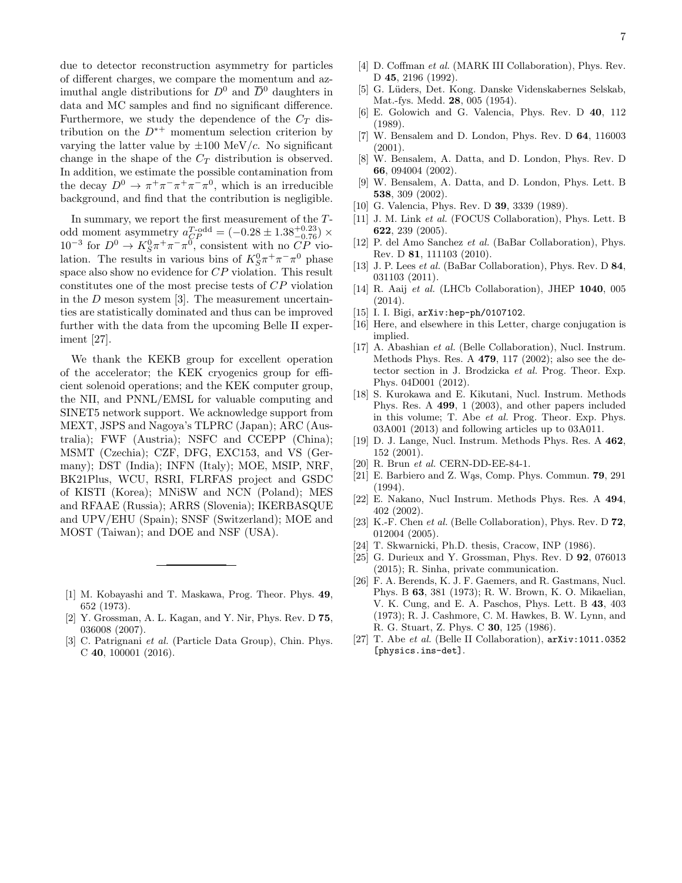due to detector reconstruction asymmetry for particles of different charges, we compare the momentum and azimuthal angle distributions for $D^0$ and $\overline{D}^0$ daughters in data and MC samples and find no significant difference. Furthermore, we study the dependence of the $C_T$ distribution on the $D^{*+}$ momentum selection criterion by varying the latter value by $\pm 100$ MeV/$c$. No significant change in the shape of the $C_T$ distribution is observed. In addition, we estimate the possible contamination from the decay $D^0 \to \pi^+\pi^-\pi^+\pi^-\pi^0$, which is an irreducible background, and find that the contribution is negligible.

In summary, we report the first measurement of the $T$-odd moment asymmetry $a_{CP}^{T\text{-odd}} = (-0.28 \pm 1.38^{+0.23}_{-0.76}) \times 10^{-3}$ for $D^0 \to K_S^0\pi^+\pi^-\pi^0$, consistent with no $CP$ violation. The results in various bins of $K_S^0\pi^+\pi^-\pi^0$ phase space also show no evidence for $CP$ violation. This result constitutes one of the most precise tests of $CP$ violation in the $D$ meson system [3]. The measurement uncertainties are statistically dominated and thus can be improved further with the data from the upcoming Belle II experiment [27].

We thank the KEKB group for excellent operation of the accelerator; the KEK cryogenics group for efficient solenoid operations; and the KEK computer group, the NII, and PNNL/EMSL for valuable computing and SINET5 network support. We acknowledge support from MEXT, JSPS and Nagoya's TLPRC (Japan); ARC (Australia); FWF (Austria); NSFC and CCEPP (China); MSMT (Czechia); CZF, DFG, EXC153, and VS (Germany); DST (India); INFN (Italy); MOE, MSIP, NRF, BK21Plus, WCU, RSRI, FLRFAS project and GSDC of KISTI (Korea); MNiSW and NCN (Poland); MES and RFAAE (Russia); ARRS (Slovenia); IKERBASQUE and UPV/EHU (Spain); SNSF (Switzerland); MOE and MOST (Taiwan); and DOE and NSF (USA).

---

[1] M. Kobayashi and T. Maskawa, Prog. Theor. Phys. **49**, 652 (1973).
[2] Y. Grossman, A. L. Kagan, and Y. Nir, Phys. Rev. D **75**, 036008 (2007).
[3] C. Patrignani *et al.* (Particle Data Group), Chin. Phys. C **40**, 100001 (2016).
[4] D. Coffman *et al.* (MARK III Collaboration), Phys. Rev. D **45**, 2196 (1992).
[5] G. Lüders, Det. Kong. Danske Videnskabernes Selskab, Mat.-fys. Medd. **28**, 005 (1954).
[6] E. Golowich and G. Valencia, Phys. Rev. D **40**, 112 (1989).
[7] W. Bensalem and D. London, Phys. Rev. D **64**, 116003 (2001).
[8] W. Bensalem, A. Datta, and D. London, Phys. Rev. D **66**, 094004 (2002).
[9] W. Bensalem, A. Datta, and D. London, Phys. Lett. B **538**, 309 (2002).
[10] G. Valencia, Phys. Rev. D **39**, 3339 (1989).
[11] J. M. Link *et al.* (FOCUS Collaboration), Phys. Lett. B **622**, 239 (2005).
[12] P. del Amo Sanchez *et al.* (BaBar Collaboration), Phys. Rev. D **81**, 111103 (2010).
[13] J. P. Lees *et al.* (BaBar Collaboration), Phys. Rev. D **84**, 031103 (2011).
[14] R. Aaij *et al.* (LHCb Collaboration), JHEP **1040**, 005 (2014).
[15] I. I. Bigi, arXiv:hep-ph/0107102.
[16] Here, and elsewhere in this Letter, charge conjugation is implied.
[17] A. Abashian *et al.* (Belle Collaboration), Nucl. Instrum. Methods Phys. Res. A **479**, 117 (2002); also see the detector section in J. Brodzicka *et al.* Prog. Theor. Exp. Phys. 04D001 (2012).
[18] S. Kurokawa and E. Kikutani, Nucl. Instrum. Methods Phys. Res. A **499**, 1 (2003), and other papers included in this volume; T. Abe *et al.* Prog. Theor. Exp. Phys. 03A001 (2013) and following articles up to 03A011.
[19] D. J. Lange, Nucl. Instrum. Methods Phys. Res. A **462**, 152 (2001).
[20] R. Brun *et al.* CERN-DD-EE-84-1.
[21] E. Barbiero and Z. Wąs, Comp. Phys. Commun. **79**, 291 (1994).
[22] E. Nakano, Nucl Instrum. Methods Phys. Res. A **494**, 402 (2002).
[23] K.-F. Chen *et al.* (Belle Collaboration), Phys. Rev. D **72**, 012004 (2005).
[24] T. Skwarnicki, Ph.D. thesis, Cracow, INP (1986).
[25] G. Durieux and Y. Grossman, Phys. Rev. D **92**, 076013 (2015); R. Sinha, private communication.
[26] F. A. Berends, K. J. F. Gaemers, and R. Gastmans, Nucl. Phys. B **63**, 381 (1973); R. W. Brown, K. O. Mikaelian, V. K. Cung, and E. A. Paschos, Phys. Lett. B **43**, 403 (1973); R. J. Cashmore, C. M. Hawkes, B. W. Lynn, and R. G. Stuart, Z. Phys. C **30**, 125 (1986).
[27] T. Abe *et al.* (Belle II Collaboration), arXiv:1011.0352 [physics.ins-det].